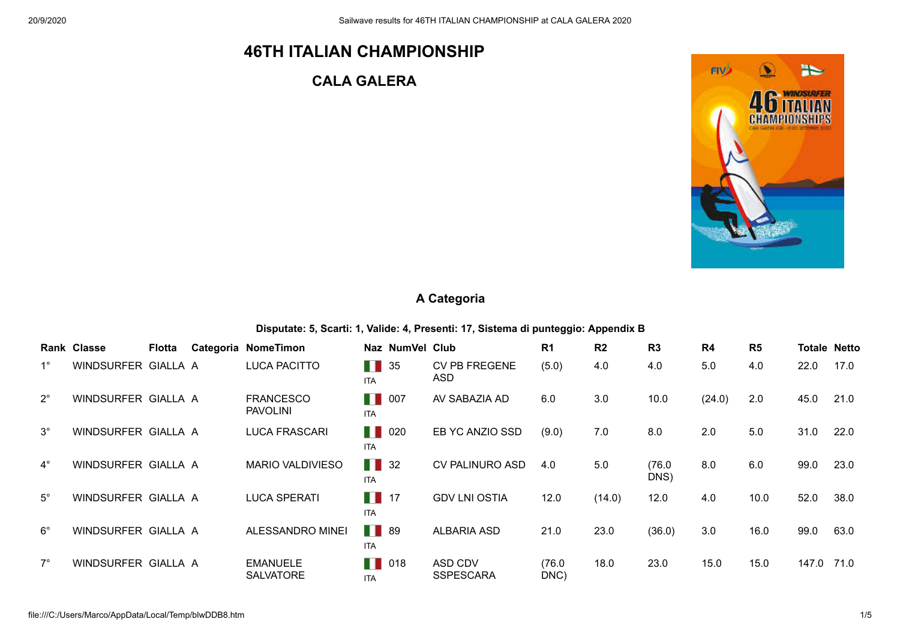# 46TH ITALIAN CHAMPIONSHIP

## CALA GALERA

### A Categoria

**Disputate: 5, Scarti: 1, Valide: 4, Presenti: 17, Sistema di punteggio: Appendix B**

| Rank | Classe | Flotta | Categoria | NomeTimon | Naz | NumVel | Club | R1 | R2 | R3 | R4 | R5 | Totale | Netto |
|---|---|---|---|---|---|---|---|---|---|---|---|---|---|---|
| 1° | WINDSURFER | GIALLA | A | LUCA PACITTO | ITA | 35 | CV PB FREGENE ASD | (5.0) | 4.0 | 4.0 | 5.0 | 4.0 | 22.0 | 17.0 |
| 2° | WINDSURFER | GIALLA | A | FRANCESCO PAVOLINI | ITA | 007 | AV SABAZIA AD | 6.0 | 3.0 | 10.0 | (24.0) | 2.0 | 45.0 | 21.0 |
| 3° | WINDSURFER | GIALLA | A | LUCA FRASCARI | ITA | 020 | EB YC ANZIO SSD | (9.0) | 7.0 | 8.0 | 2.0 | 5.0 | 31.0 | 22.0 |
| 4° | WINDSURFER | GIALLA | A | MARIO VALDIVIESO | ITA | 32 | CV PALINURO ASD | 4.0 | 5.0 | (76.0 DNS) | 8.0 | 6.0 | 99.0 | 23.0 |
| 5° | WINDSURFER | GIALLA | A | LUCA SPERATI | ITA | 17 | GDV LNI OSTIA | 12.0 | (14.0) | 12.0 | 4.0 | 10.0 | 52.0 | 38.0 |
| 6° | WINDSURFER | GIALLA | A | ALESSANDRO MINEI | ITA | 89 | ALBARIA ASD | 21.0 | 23.0 | (36.0) | 3.0 | 16.0 | 99.0 | 63.0 |
| 7° | WINDSURFER | GIALLA | A | EMANUELE SALVATORE | ITA | 018 | ASD CDV SSPESCARA | (76.0 DNC) | 18.0 | 23.0 | 15.0 | 15.0 | 147.0 | 71.0 |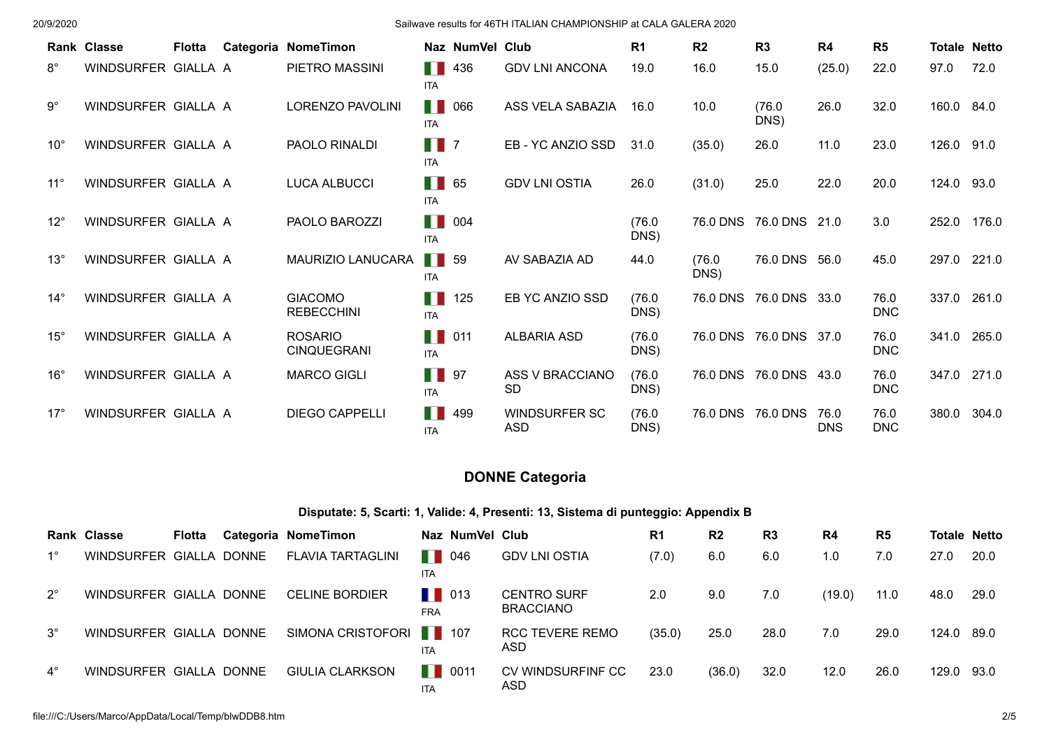| Rank | Classe | Flotta | Categoria | NomeTimon | Naz | NumVel | Club | R1 | R2 | R3 | R4 | R5 | Totale | Netto |
|---|---|---|---|---|---|---|---|---|---|---|---|---|---|---|
| 8° | WINDSURFER | GIALLA | A | PIETRO MASSINI | ITA | 436 | GDV LNI ANCONA | 19.0 | 16.0 | 15.0 | (25.0) | 22.0 | 97.0 | 72.0 |
| 9° | WINDSURFER | GIALLA | A | LORENZO PAVOLINI | ITA | 066 | ASS VELA SABAZIA | 16.0 | 10.0 | (76.0 DNS) | 26.0 | 32.0 | 160.0 | 84.0 |
| 10° | WINDSURFER | GIALLA | A | PAOLO RINALDI | ITA | 7 | EB - YC ANZIO SSD | 31.0 | (35.0) | 26.0 | 11.0 | 23.0 | 126.0 | 91.0 |
| 11° | WINDSURFER | GIALLA | A | LUCA ALBUCCI | ITA | 65 | GDV LNI OSTIA | 26.0 | (31.0) | 25.0 | 22.0 | 20.0 | 124.0 | 93.0 |
| 12° | WINDSURFER | GIALLA | A | PAOLO BAROZZI | ITA | 004 | | (76.0 DNS) | 76.0 DNS | 76.0 DNS | 21.0 | 3.0 | 252.0 | 176.0 |
| 13° | WINDSURFER | GIALLA | A | MAURIZIO LANUCARA | ITA | 59 | AV SABAZIA AD | 44.0 | (76.0 DNS) | 76.0 DNS | 56.0 | 45.0 | 297.0 | 221.0 |
| 14° | WINDSURFER | GIALLA | A | GIACOMO REBECCHINI | ITA | 125 | EB YC ANZIO SSD | (76.0 DNS) | 76.0 DNS | 76.0 DNS | 33.0 | 76.0 DNC | 337.0 | 261.0 |
| 15° | WINDSURFER | GIALLA | A | ROSARIO CINQUEGRANI | ITA | 011 | ALBARIA ASD | (76.0 DNS) | 76.0 DNS | 76.0 DNS | 37.0 | 76.0 DNC | 341.0 | 265.0 |
| 16° | WINDSURFER | GIALLA | A | MARCO GIGLI | ITA | 97 | ASS V BRACCIANO SD | (76.0 DNS) | 76.0 DNS | 76.0 DNS | 43.0 | 76.0 DNC | 347.0 | 271.0 |
| 17° | WINDSURFER | GIALLA | A | DIEGO CAPPELLI | ITA | 499 | WINDSURFER SC ASD | (76.0 DNS) | 76.0 DNS | 76.0 DNS | 76.0 DNS | 76.0 DNC | 380.0 | 304.0 |

## DONNE Categoria

**Disputate: 5, Scarti: 1, Valide: 4, Presenti: 13, Sistema di punteggio: Appendix B**

| Rank | Classe | Flotta | Categoria | NomeTimon | Naz | NumVel | Club | R1 | R2 | R3 | R4 | R5 | Totale | Netto |
|---|---|---|---|---|---|---|---|---|---|---|---|---|---|---|
| 1° | WINDSURFER | GIALLA | DONNE | FLAVIA TARTAGLINI | ITA | 046 | GDV LNI OSTIA | (7.0) | 6.0 | 6.0 | 1.0 | 7.0 | 27.0 | 20.0 |
| 2° | WINDSURFER | GIALLA | DONNE | CELINE BORDIER | FRA | 013 | CENTRO SURF BRACCIANO | 2.0 | 9.0 | 7.0 | (19.0) | 11.0 | 48.0 | 29.0 |
| 3° | WINDSURFER | GIALLA | DONNE | SIMONA CRISTOFORI | ITA | 107 | RCC TEVERE REMO ASD | (35.0) | 25.0 | 28.0 | 7.0 | 29.0 | 124.0 | 89.0 |
| 4° | WINDSURFER | GIALLA | DONNE | GIULIA CLARKSON | ITA | 0011 | CV WINDSURFINF CC ASD | 23.0 | (36.0) | 32.0 | 12.0 | 26.0 | 129.0 | 93.0 |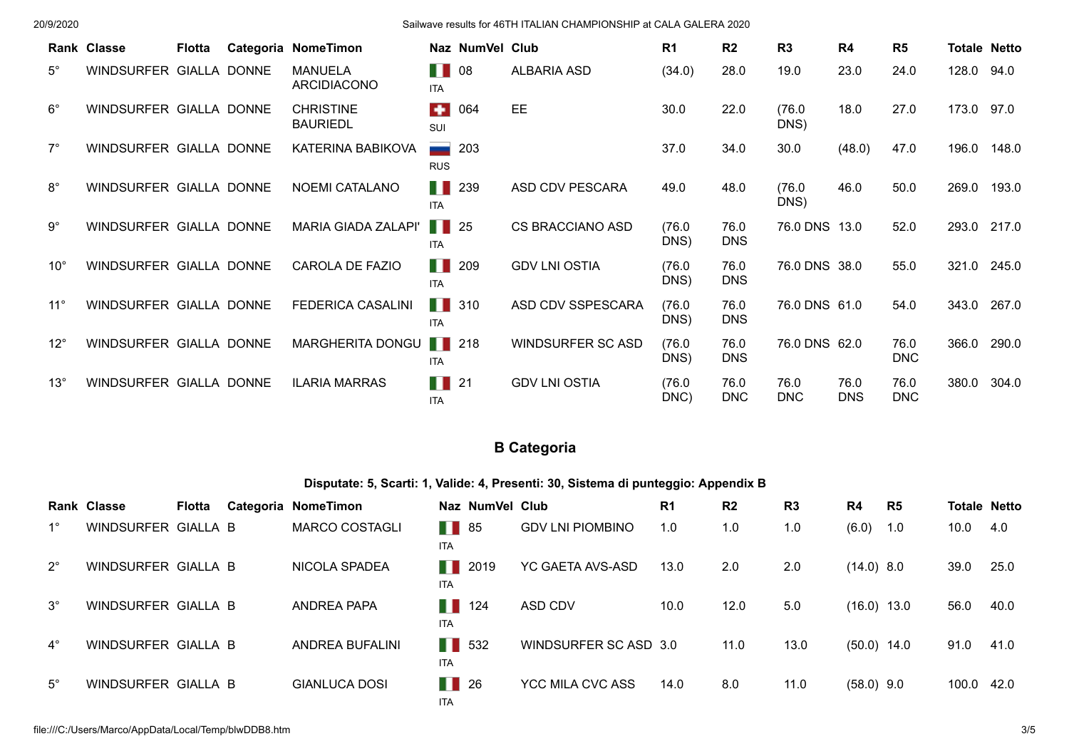| Rank | Classe | Flotta | Categoria | NomeTimon | Naz | NumVel | Club | R1 | R2 | R3 | R4 | R5 | Totale | Netto |
|---|---|---|---|---|---|---|---|---|---|---|---|---|---|---|
| 5° | WINDSURFER | GIALLA | DONNE | MANUELA ARCIDIACONO | ITA | 08 | ALBARIA ASD | (34.0) | 28.0 | 19.0 | 23.0 | 24.0 | 128.0 | 94.0 |
| 6° | WINDSURFER | GIALLA | DONNE | CHRISTINE BAURIEDL | SUI | 064 | EE | 30.0 | 22.0 | (76.0 DNS) | 18.0 | 27.0 | 173.0 | 97.0 |
| 7° | WINDSURFER | GIALLA | DONNE | KATERINA BABIKOVA | RUS | 203 | | 37.0 | 34.0 | 30.0 | (48.0) | 47.0 | 196.0 | 148.0 |
| 8° | WINDSURFER | GIALLA | DONNE | NOEMI CATALANO | ITA | 239 | ASD CDV PESCARA | 49.0 | 48.0 | (76.0 DNS) | 46.0 | 50.0 | 269.0 | 193.0 |
| 9° | WINDSURFER | GIALLA | DONNE | MARIA GIADA ZALAPI' | ITA | 25 | CS BRACCIANO ASD | (76.0 DNS) | 76.0 DNS | 76.0 DNS | 13.0 | 52.0 | 293.0 | 217.0 |
| 10° | WINDSURFER | GIALLA | DONNE | CAROLA DE FAZIO | ITA | 209 | GDV LNI OSTIA | (76.0 DNS) | 76.0 DNS | 76.0 DNS | 38.0 | 55.0 | 321.0 | 245.0 |
| 11° | WINDSURFER | GIALLA | DONNE | FEDERICA CASALINI | ITA | 310 | ASD CDV SSPESCARA | (76.0 DNS) | 76.0 DNS | 76.0 DNS | 61.0 | 54.0 | 343.0 | 267.0 |
| 12° | WINDSURFER | GIALLA | DONNE | MARGHERITA DONGU | ITA | 218 | WINDSURFER SC ASD | (76.0 DNS) | 76.0 DNS | 76.0 DNS | 62.0 | 76.0 DNC | 366.0 | 290.0 |
| 13° | WINDSURFER | GIALLA | DONNE | ILARIA MARRAS | ITA | 21 | GDV LNI OSTIA | (76.0 DNC) | 76.0 DNC | 76.0 DNC | 76.0 DNS | 76.0 DNC | 380.0 | 304.0 |

## B Categoria

**Disputate: 5, Scarti: 1, Valide: 4, Presenti: 30, Sistema di punteggio: Appendix B**

| Rank | Classe | Flotta | Categoria | NomeTimon | Naz | NumVel | Club | R1 | R2 | R3 | R4 | R5 | Totale | Netto |
|---|---|---|---|---|---|---|---|---|---|---|---|---|---|---|
| 1° | WINDSURFER | GIALLA | B | MARCO COSTAGLI | ITA | 85 | GDV LNI PIOMBINO | 1.0 | 1.0 | 1.0 | (6.0) | 1.0 | 10.0 | 4.0 |
| 2° | WINDSURFER | GIALLA | B | NICOLA SPADEA | ITA | 2019 | YC GAETA AVS-ASD | 13.0 | 2.0 | 2.0 | (14.0) | 8.0 | 39.0 | 25.0 |
| 3° | WINDSURFER | GIALLA | B | ANDREA PAPA | ITA | 124 | ASD CDV | 10.0 | 12.0 | 5.0 | (16.0) | 13.0 | 56.0 | 40.0 |
| 4° | WINDSURFER | GIALLA | B | ANDREA BUFALINI | ITA | 532 | WINDSURFER SC ASD | 3.0 | 11.0 | 13.0 | (50.0) | 14.0 | 91.0 | 41.0 |
| 5° | WINDSURFER | GIALLA | B | GIANLUCA DOSI | ITA | 26 | YCC MILA CVC ASS | 14.0 | 8.0 | 11.0 | (58.0) | 9.0 | 100.0 | 42.0 |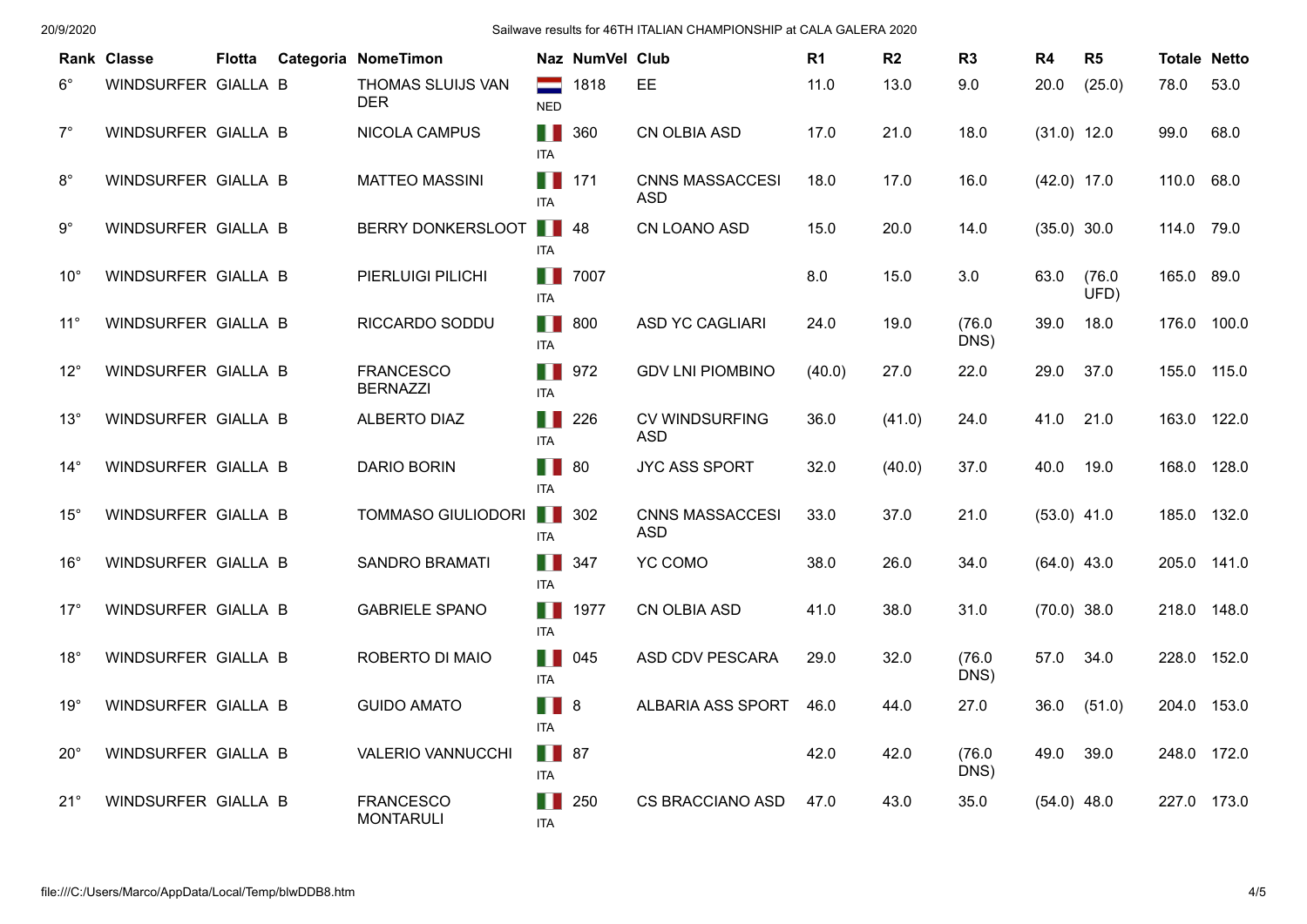| Rank | Classe | Flotta | Categoria | NomeTimon | Naz | NumVel | Club | R1 | R2 | R3 | R4 | R5 | Totale | Netto |
|---|---|---|---|---|---|---|---|---|---|---|---|---|---|---|
| 6° | WINDSURFER | GIALLA | B | THOMAS SLUIJS VAN DER | NED | 1818 | EE | 11.0 | 13.0 | 9.0 | 20.0 | (25.0) | 78.0 | 53.0 |
| 7° | WINDSURFER | GIALLA | B | NICOLA CAMPUS | ITA | 360 | CN OLBIA ASD | 17.0 | 21.0 | 18.0 | (31.0) | 12.0 | 99.0 | 68.0 |
| 8° | WINDSURFER | GIALLA | B | MATTEO MASSINI | ITA | 171 | CNNS MASSACCESI ASD | 18.0 | 17.0 | 16.0 | (42.0) | 17.0 | 110.0 | 68.0 |
| 9° | WINDSURFER | GIALLA | B | BERRY DONKERSLOOT | ITA | 48 | CN LOANO ASD | 15.0 | 20.0 | 14.0 | (35.0) | 30.0 | 114.0 | 79.0 |
| 10° | WINDSURFER | GIALLA | B | PIERLUIGI PILICHI | ITA | 7007 | | 8.0 | 15.0 | 3.0 | 63.0 | (76.0 UFD) | 165.0 | 89.0 |
| 11° | WINDSURFER | GIALLA | B | RICCARDO SODDU | ITA | 800 | ASD YC CAGLIARI | 24.0 | 19.0 | (76.0 DNS) | 39.0 | 18.0 | 176.0 | 100.0 |
| 12° | WINDSURFER | GIALLA | B | FRANCESCO BERNAZZI | ITA | 972 | GDV LNI PIOMBINO | (40.0) | 27.0 | 22.0 | 29.0 | 37.0 | 155.0 | 115.0 |
| 13° | WINDSURFER | GIALLA | B | ALBERTO DIAZ | ITA | 226 | CV WINDSURFING ASD | 36.0 | (41.0) | 24.0 | 41.0 | 21.0 | 163.0 | 122.0 |
| 14° | WINDSURFER | GIALLA | B | DARIO BORIN | ITA | 80 | JYC ASS SPORT | 32.0 | (40.0) | 37.0 | 40.0 | 19.0 | 168.0 | 128.0 |
| 15° | WINDSURFER | GIALLA | B | TOMMASO GIULIODORI | ITA | 302 | CNNS MASSACCESI ASD | 33.0 | 37.0 | 21.0 | (53.0) | 41.0 | 185.0 | 132.0 |
| 16° | WINDSURFER | GIALLA | B | SANDRO BRAMATI | ITA | 347 | YC COMO | 38.0 | 26.0 | 34.0 | (64.0) | 43.0 | 205.0 | 141.0 |
| 17° | WINDSURFER | GIALLA | B | GABRIELE SPANO | ITA | 1977 | CN OLBIA ASD | 41.0 | 38.0 | 31.0 | (70.0) | 38.0 | 218.0 | 148.0 |
| 18° | WINDSURFER | GIALLA | B | ROBERTO DI MAIO | ITA | 045 | ASD CDV PESCARA | 29.0 | 32.0 | (76.0 DNS) | 57.0 | 34.0 | 228.0 | 152.0 |
| 19° | WINDSURFER | GIALLA | B | GUIDO AMATO | ITA | 8 | ALBARIA ASS SPORT | 46.0 | 44.0 | 27.0 | 36.0 | (51.0) | 204.0 | 153.0 |
| 20° | WINDSURFER | GIALLA | B | VALERIO VANNUCCHI | ITA | 87 | | 42.0 | 42.0 | (76.0 DNS) | 49.0 | 39.0 | 248.0 | 172.0 |
| 21° | WINDSURFER | GIALLA | B | FRANCESCO MONTARULI | ITA | 250 | CS BRACCIANO ASD | 47.0 | 43.0 | 35.0 | (54.0) | 48.0 | 227.0 | 173.0 |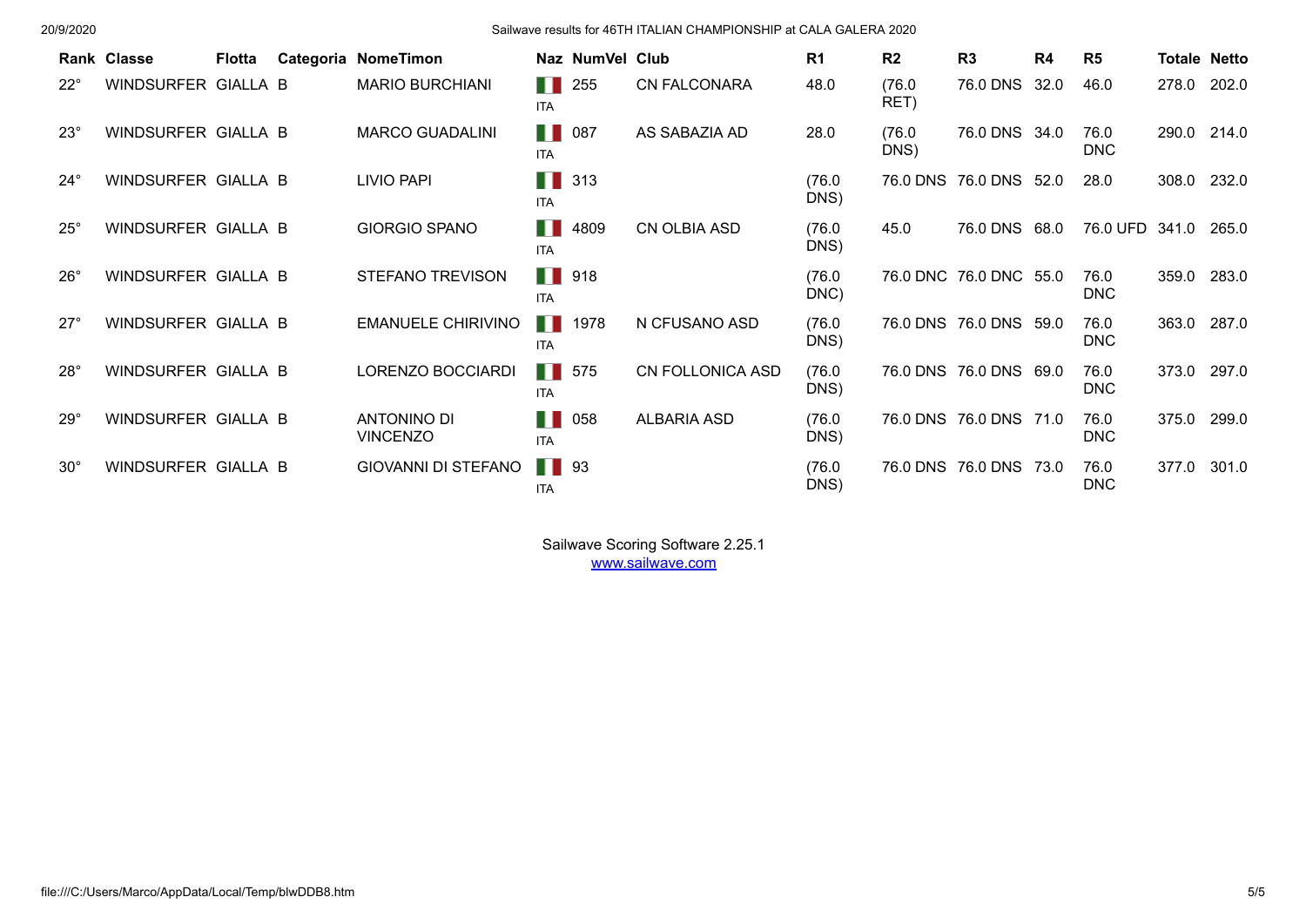| Rank | Classe | Flotta | Categoria | NomeTimon | Naz | NumVel | Club | R1 | R2 | R3 | R4 | R5 | Totale | Netto |
|---|---|---|---|---|---|---|---|---|---|---|---|---|---|---|
| 22° | WINDSURFER | GIALLA | B | MARIO BURCHIANI | ITA | 255 | CN FALCONARA | 48.0 | (76.0 RET) | 76.0 DNS | 32.0 | 46.0 | 278.0 | 202.0 |
| 23° | WINDSURFER | GIALLA | B | MARCO GUADALINI | ITA | 087 | AS SABAZIA AD | 28.0 | (76.0 DNS) | 76.0 DNS | 34.0 | 76.0 DNC | 290.0 | 214.0 |
| 24° | WINDSURFER | GIALLA | B | LIVIO PAPI | ITA | 313 | | (76.0 DNS) | 76.0 DNS | 76.0 DNS | 52.0 | 28.0 | 308.0 | 232.0 |
| 25° | WINDSURFER | GIALLA | B | GIORGIO SPANO | ITA | 4809 | CN OLBIA ASD | (76.0 DNS) | 45.0 | 76.0 DNS | 68.0 | 76.0 UFD | 341.0 | 265.0 |
| 26° | WINDSURFER | GIALLA | B | STEFANO TREVISON | ITA | 918 | | (76.0 DNC) | 76.0 DNC | 76.0 DNC | 55.0 | 76.0 DNC | 359.0 | 283.0 |
| 27° | WINDSURFER | GIALLA | B | EMANUELE CHIRIVINO | ITA | 1978 | N CFUSANO ASD | (76.0 DNS) | 76.0 DNS | 76.0 DNS | 59.0 | 76.0 DNC | 363.0 | 287.0 |
| 28° | WINDSURFER | GIALLA | B | LORENZO BOCCIARDI | ITA | 575 | CN FOLLONICA ASD | (76.0 DNS) | 76.0 DNS | 76.0 DNS | 69.0 | 76.0 DNC | 373.0 | 297.0 |
| 29° | WINDSURFER | GIALLA | B | ANTONINO DI VINCENZO | ITA | 058 | ALBARIA ASD | (76.0 DNS) | 76.0 DNS | 76.0 DNS | 71.0 | 76.0 DNC | 375.0 | 299.0 |
| 30° | WINDSURFER | GIALLA | B | GIOVANNI DI STEFANO | ITA | 93 | | (76.0 DNS) | 76.0 DNS | 76.0 DNS | 73.0 | 76.0 DNC | 377.0 | 301.0 |

Sailwave Scoring Software 2.25.1
www.sailwave.com